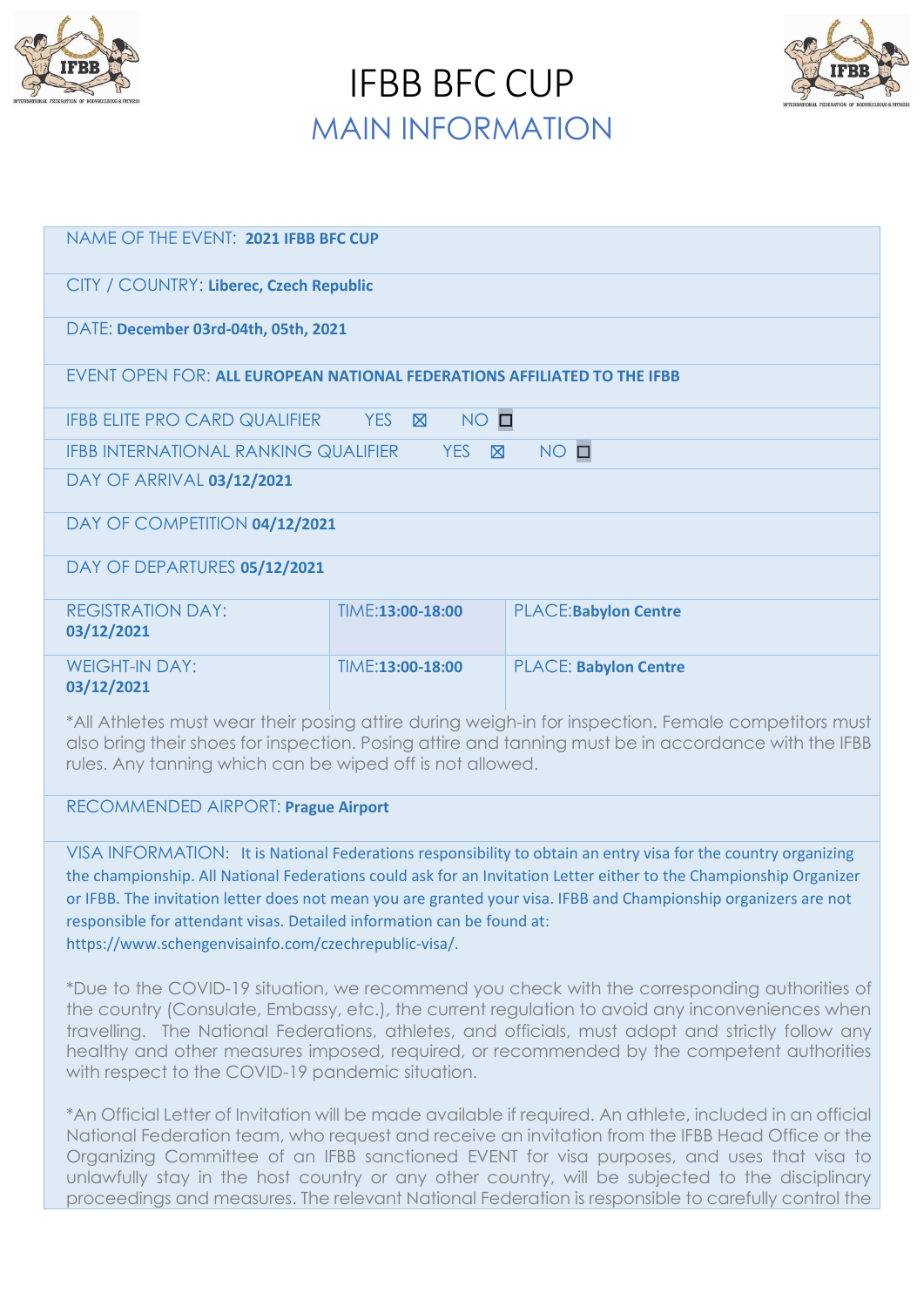# IFBB BFC CUP

## MAIN INFORMATION

NAME OF THE EVENT: **2021 IFBB BFC CUP**

CITY / COUNTRY: **Liberec, Czech Republic**

DATE: **December 03rd-04th, 05th, 2021**

EVENT OPEN FOR: **ALL EUROPEAN NATIONAL FEDERATIONS AFFILIATED TO THE IFBB**

IFBB ELITE PRO CARD QUALIFIER YES ☒ NO ☐

IFBB INTERNATIONAL RANKING QUALIFIER YES ☒ NO ☐

DAY OF ARRIVAL **03/12/2021**

DAY OF COMPETITION **04/12/2021**

DAY OF DEPARTURES **05/12/2021**

| | | |
|---|---|---|
| REGISTRATION DAY: **03/12/2021** | TIME:**13:00-18:00** | PLACE:**Babylon Centre** |
| WEIGHT-IN DAY: **03/12/2021** | TIME:**13:00-18:00** | PLACE: **Babylon Centre** |

*All Athletes must wear their posing attire during weigh-in for inspection. Female competitors must also bring their shoes for inspection. Posing attire and tanning must be in accordance with the IFBB rules. Any tanning which can be wiped off is not allowed.

RECOMMENDED AIRPORT: **Prague Airport**

VISA INFORMATION: It is National Federations responsibility to obtain an entry visa for the country organizing the championship. All National Federations could ask for an Invitation Letter either to the Championship Organizer or IFBB. The invitation letter does not mean you are granted your visa. IFBB and Championship organizers are not responsible for attendant visas. Detailed information can be found at: https://www.schengenvisainfo.com/czechrepublic-visa/.

*Due to the COVID-19 situation, we recommend you check with the corresponding authorities of the country (Consulate, Embassy, etc.), the current regulation to avoid any inconveniences when travelling. The National Federations, athletes, and officials, must adopt and strictly follow any healthy and other measures imposed, required, or recommended by the competent authorities with respect to the COVID-19 pandemic situation.

*An Official Letter of Invitation will be made available if required. An athlete, included in an official National Federation team, who request and receive an invitation from the IFBB Head Office or the Organizing Committee of an IFBB sanctioned EVENT for visa purposes, and uses that visa to unlawfully stay in the host country or any other country, will be subjected to the disciplinary proceedings and measures. The relevant National Federation is responsible to carefully control the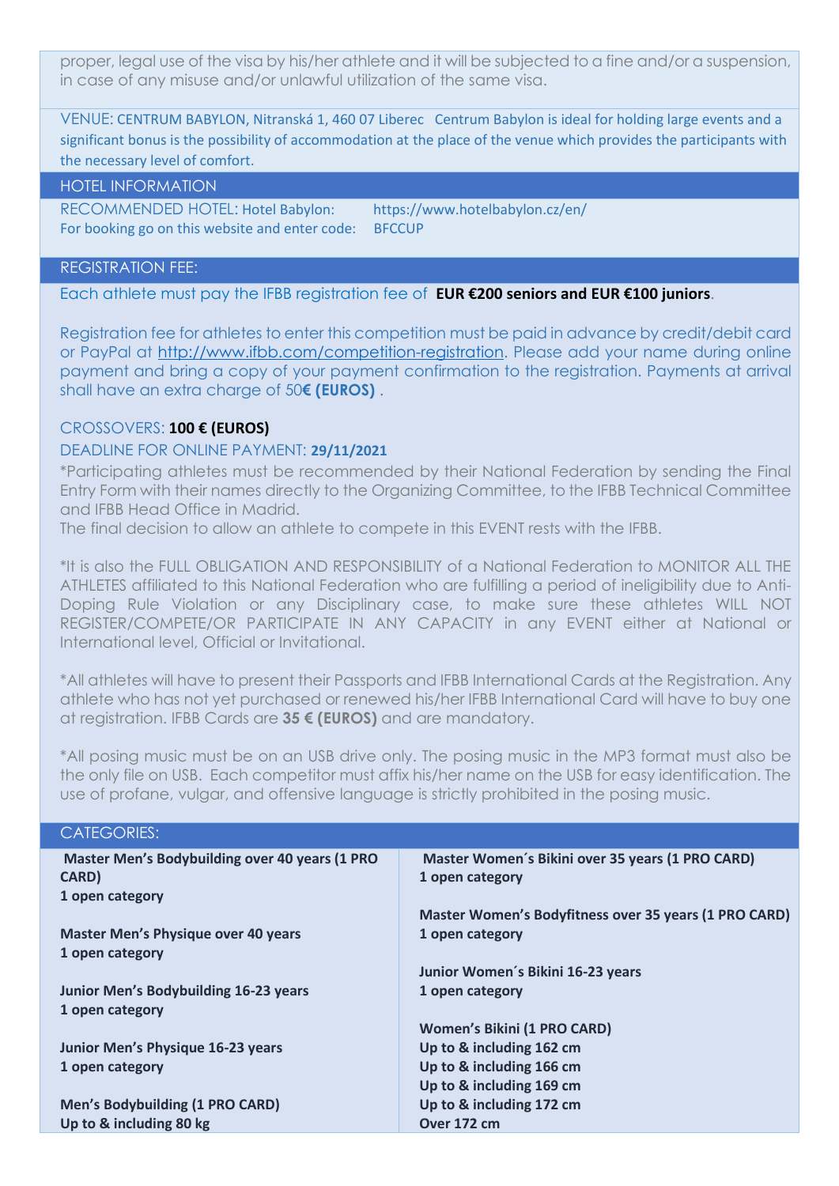proper, legal use of the visa by his/her athlete and it will be subjected to a fine and/or a suspension, in case of any misuse and/or unlawful utilization of the same visa.

VENUE: CENTRUM BABYLON, Nitranská 1, 460 07 Liberec Centrum Babylon is ideal for holding large events and a significant bonus is the possibility of accommodation at the place of the venue which provides the participants with the necessary level of comfort.

## HOTEL INFORMATION

RECOMMENDED HOTEL: Hotel Babylon: https://www.hotelbabylon.cz/en/
For booking go on this website and enter code: BFCCUP

## REGISTRATION FEE:

Each athlete must pay the IFBB registration fee of **EUR €200 seniors and EUR €100 juniors**.

Registration fee for athletes to enter this competition must be paid in advance by credit/debit card or PayPal at http://www.ifbb.com/competition-registration. Please add your name during online payment and bring a copy of your payment confirmation to the registration. Payments at arrival shall have an extra charge of 50**€ (EUROS)** .

CROSSOVERS: **100 € (EUROS)**

DEADLINE FOR ONLINE PAYMENT: **29/11/2021**

*Participating athletes must be recommended by their National Federation by sending the Final Entry Form with their names directly to the Organizing Committee, to the IFBB Technical Committee and IFBB Head Office in Madrid.
The final decision to allow an athlete to compete in this EVENT rests with the IFBB.

*It is also the FULL OBLIGATION AND RESPONSIBILITY of a National Federation to MONITOR ALL THE ATHLETES affiliated to this National Federation who are fulfilling a period of ineligibility due to Anti-Doping Rule Violation or any Disciplinary case, to make sure these athletes WILL NOT REGISTER/COMPETE/OR PARTICIPATE IN ANY CAPACITY in any EVENT either at National or International level, Official or Invitational.

*All athletes will have to present their Passports and IFBB International Cards at the Registration. Any athlete who has not yet purchased or renewed his/her IFBB International Card will have to buy one at registration. IFBB Cards are **35 € (EUROS)** and are mandatory.

*All posing music must be on an USB drive only. The posing music in the MP3 format must also be the only file on USB. Each competitor must affix his/her name on the USB for easy identification. The use of profane, vulgar, and offensive language is strictly prohibited in the posing music.

## CATEGORIES:

**Master Men's Bodybuilding over 40 years (1 PRO CARD)**
**1 open category**

**Master Men's Physique over 40 years**
**1 open category**

**Junior Men's Bodybuilding 16-23 years**
**1 open category**

**Junior Men's Physique 16-23 years**
**1 open category**

**Men's Bodybuilding (1 PRO CARD)**
**Up to & including 80 kg**

**Master Women´s Bikini over 35 years (1 PRO CARD)**
**1 open category**

**Master Women's Bodyfitness over 35 years (1 PRO CARD)**
**1 open category**

**Junior Women´s Bikini 16-23 years**
**1 open category**

**Women's Bikini (1 PRO CARD)**
**Up to & including 162 cm**
**Up to & including 166 cm**
**Up to & including 169 cm**
**Up to & including 172 cm**
**Over 172 cm**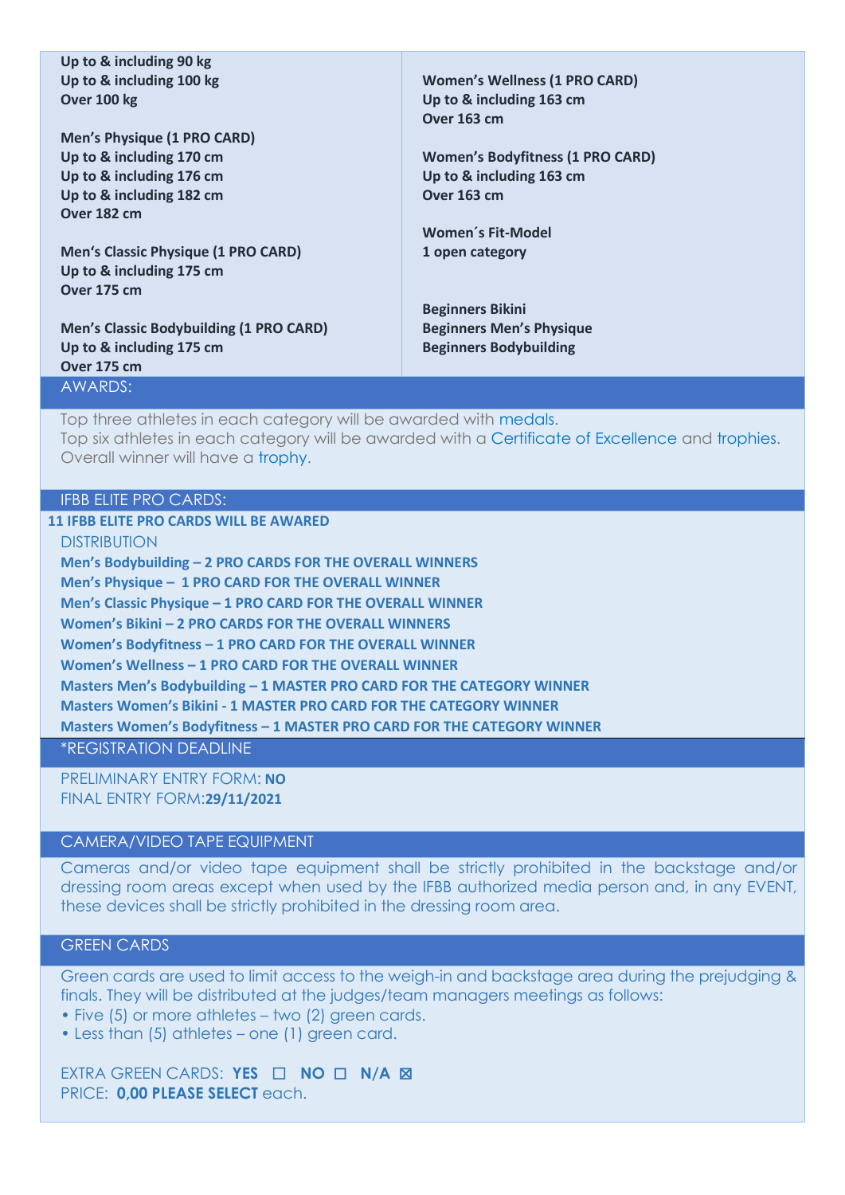**Up to & including 90 kg**
**Up to & including 100 kg**
**Over 100 kg**

**Men's Physique (1 PRO CARD)**
**Up to & including 170 cm**
**Up to & including 176 cm**
**Up to & including 182 cm**
**Over 182 cm**

**Men's Classic Physique (1 PRO CARD)**
**Up to & including 175 cm**
**Over 175 cm**

**Men's Classic Bodybuilding (1 PRO CARD)**
**Up to & including 175 cm**
**Over 175 cm**

**Women's Wellness (1 PRO CARD)**
**Up to & including 163 cm**
**Over 163 cm**

**Women's Bodyfitness (1 PRO CARD)**
**Up to & including 163 cm**
**Over 163 cm**

**Women´s Fit-Model**
**1 open category**

**Beginners Bikini**
**Beginners Men's Physique**
**Beginners Bodybuilding**

## AWARDS:

Top three athletes in each category will be awarded with medals.
Top six athletes in each category will be awarded with a Certificate of Excellence and trophies.
Overall winner will have a trophy.

## IFBB ELITE PRO CARDS:

**11 IFBB ELITE PRO CARDS WILL BE AWARED**

DISTRIBUTION

**Men's Bodybuilding – 2 PRO CARDS FOR THE OVERALL WINNERS**
**Men's Physique – 1 PRO CARD FOR THE OVERALL WINNER**
**Men's Classic Physique – 1 PRO CARD FOR THE OVERALL WINNER**
**Women's Bikini – 2 PRO CARDS FOR THE OVERALL WINNERS**
**Women's Bodyfitness – 1 PRO CARD FOR THE OVERALL WINNER**
**Women's Wellness – 1 PRO CARD FOR THE OVERALL WINNER**
**Masters Men's Bodybuilding – 1 MASTER PRO CARD FOR THE CATEGORY WINNER**
**Masters Women's Bikini - 1 MASTER PRO CARD FOR THE CATEGORY WINNER**
**Masters Women's Bodyfitness – 1 MASTER PRO CARD FOR THE CATEGORY WINNER**

## *REGISTRATION DEADLINE

PRELIMINARY ENTRY FORM: **NO**
FINAL ENTRY FORM:**29/11/2021**

## CAMERA/VIDEO TAPE EQUIPMENT

Cameras and/or video tape equipment shall be strictly prohibited in the backstage and/or dressing room areas except when used by the IFBB authorized media person and, in any EVENT, these devices shall be strictly prohibited in the dressing room area.

## GREEN CARDS

Green cards are used to limit access to the weigh-in and backstage area during the prejudging & finals. They will be distributed at the judges/team managers meetings as follows:

- Five (5) or more athletes – two (2) green cards.
- Less than (5) athletes – one (1) green card.

EXTRA GREEN CARDS: **YES** ☐ **NO** ☐ **N/A** ☒
PRICE: **0,00 PLEASE SELECT** each.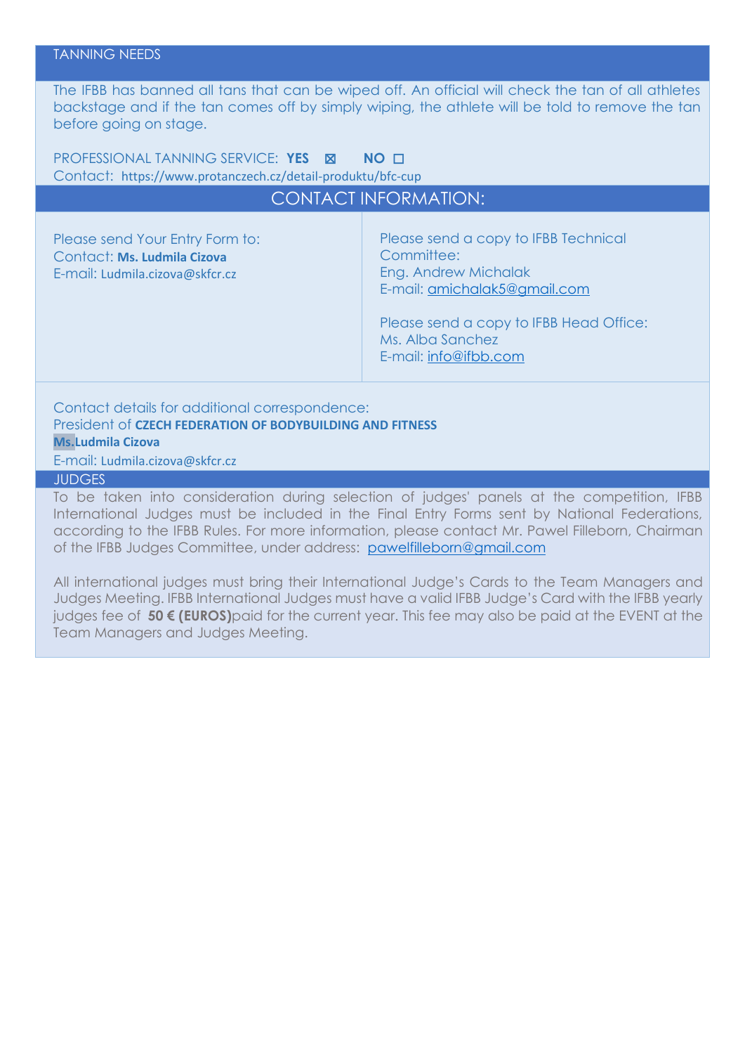## TANNING NEEDS

The IFBB has banned all tans that can be wiped off. An official will check the tan of all athletes backstage and if the tan comes off by simply wiping, the athlete will be told to remove the tan before going on stage.

PROFESSIONAL TANNING SERVICE: **YES** ☒ **NO** ☐
Contact: https://www.protanczech.cz/detail-produktu/bfc-cup

## CONTACT INFORMATION:

Please send Your Entry Form to:
Contact: **Ms. Ludmila Cizova**
E-mail: Ludmila.cizova@skfcr.cz

Please send a copy to IFBB Technical Committee:
Eng. Andrew Michalak
E-mail: amichalak5@gmail.com

Please send a copy to IFBB Head Office:
Ms. Alba Sanchez
E-mail: info@ifbb.com

Contact details for additional correspondence:
President of **CZECH FEDERATION OF BODYBUILDING AND FITNESS**
**Ms. Ludmila Cizova**
E-mail: Ludmila.cizova@skfcr.cz

## JUDGES

To be taken into consideration during selection of judges' panels at the competition, IFBB International Judges must be included in the Final Entry Forms sent by National Federations, according to the IFBB Rules. For more information, please contact Mr. Pawel Filleborn, Chairman of the IFBB Judges Committee, under address: pawelfilleborn@gmail.com

All international judges must bring their International Judge's Cards to the Team Managers and Judges Meeting. IFBB International Judges must have a valid IFBB Judge's Card with the IFBB yearly judges fee of **50 € (EUROS)** paid for the current year. This fee may also be paid at the EVENT at the Team Managers and Judges Meeting.